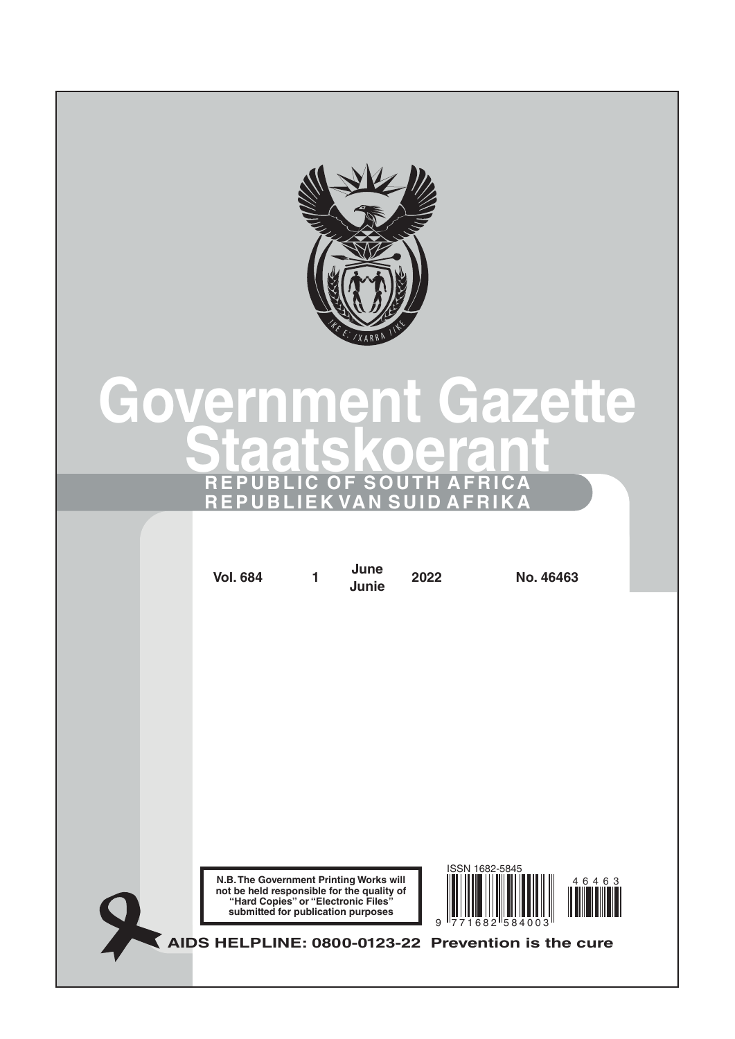# Government Gazette
# Staatskoerant

**REPUBLIC OF SOUTH AFRICA**
**REPUBLIEK VAN SUID AFRIKA**

| Vol. 684 | 1 | June Junie | 2022 | No. 46463 |
|---|---|---|---|---|

**N.B. The Government Printing Works will not be held responsible for the quality of "Hard Copies" or "Electronic Files" submitted for publication purposes**

ISSN 1682-5845

9 771682 584003

46463

**AIDS HELPLINE: 0800-0123-22 Prevention is the cure**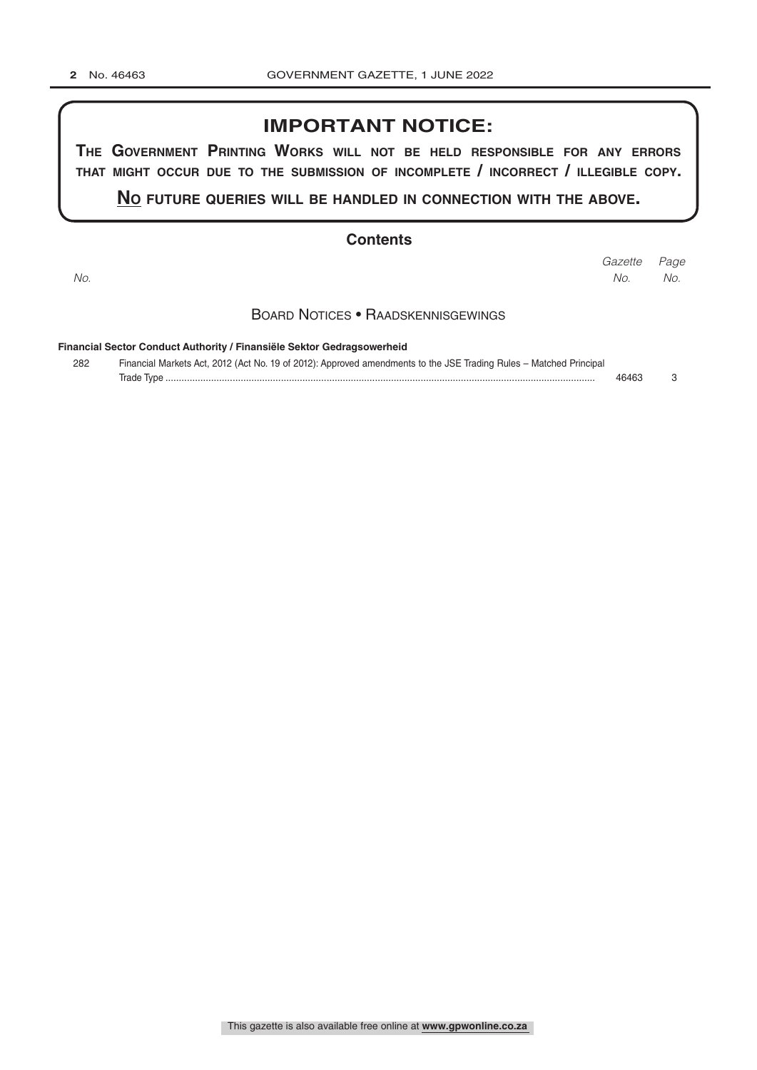## IMPORTANT NOTICE:

**The Government Printing Works will not be held responsible for any errors that might occur due to the submission of incomplete / incorrect / illegible copy.**

**No future queries will be handled in connection with the above.**

## Contents

| No. | | Gazette No. | Page No. |
|---|---|---|---|

### Board Notices • Raadskennisgewings

**Financial Sector Conduct Authority / Finansiële Sektor Gedragsowerheid**

| No. | | Gazette No. | Page No. |
|---|---|---|---|
| 282 | Financial Markets Act, 2012 (Act No. 19 of 2012): Approved amendments to the JSE Trading Rules – Matched Principal Trade Type | 46463 | 3 |

This gazette is also available free online at **www.gpwonline.co.za**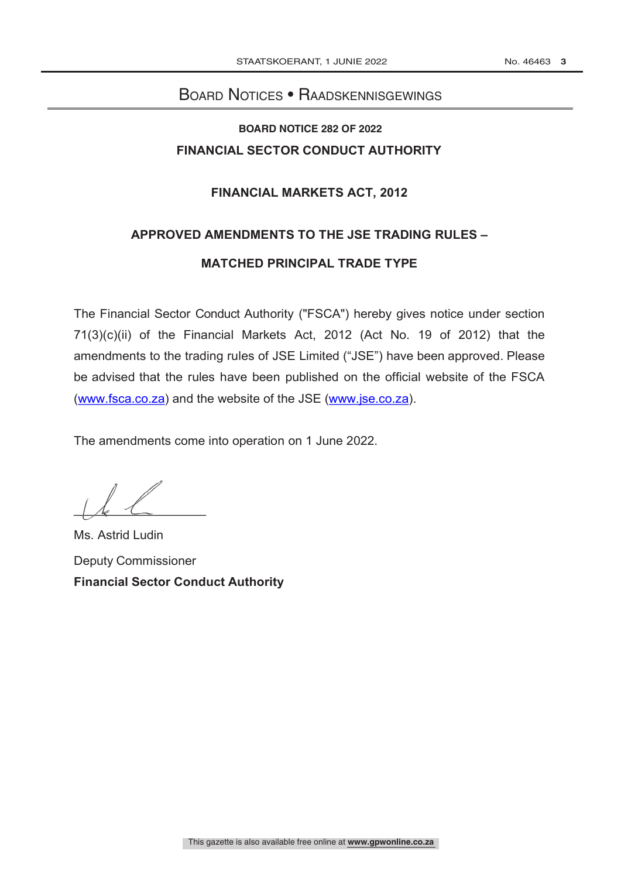# Board Notices • Raadskennisgewings

## BOARD NOTICE 282 OF 2022

## FINANCIAL SECTOR CONDUCT AUTHORITY

### FINANCIAL MARKETS ACT, 2012

### APPROVED AMENDMENTS TO THE JSE TRADING RULES –

### MATCHED PRINCIPAL TRADE TYPE

The Financial Sector Conduct Authority ("FSCA") hereby gives notice under section 71(3)(c)(ii) of the Financial Markets Act, 2012 (Act No. 19 of 2012) that the amendments to the trading rules of JSE Limited ("JSE") have been approved. Please be advised that the rules have been published on the official website of the FSCA (www.fsca.co.za) and the website of the JSE (www.jse.co.za).

The amendments come into operation on 1 June 2022.

Ms. Astrid Ludin

Deputy Commissioner

**Financial Sector Conduct Authority**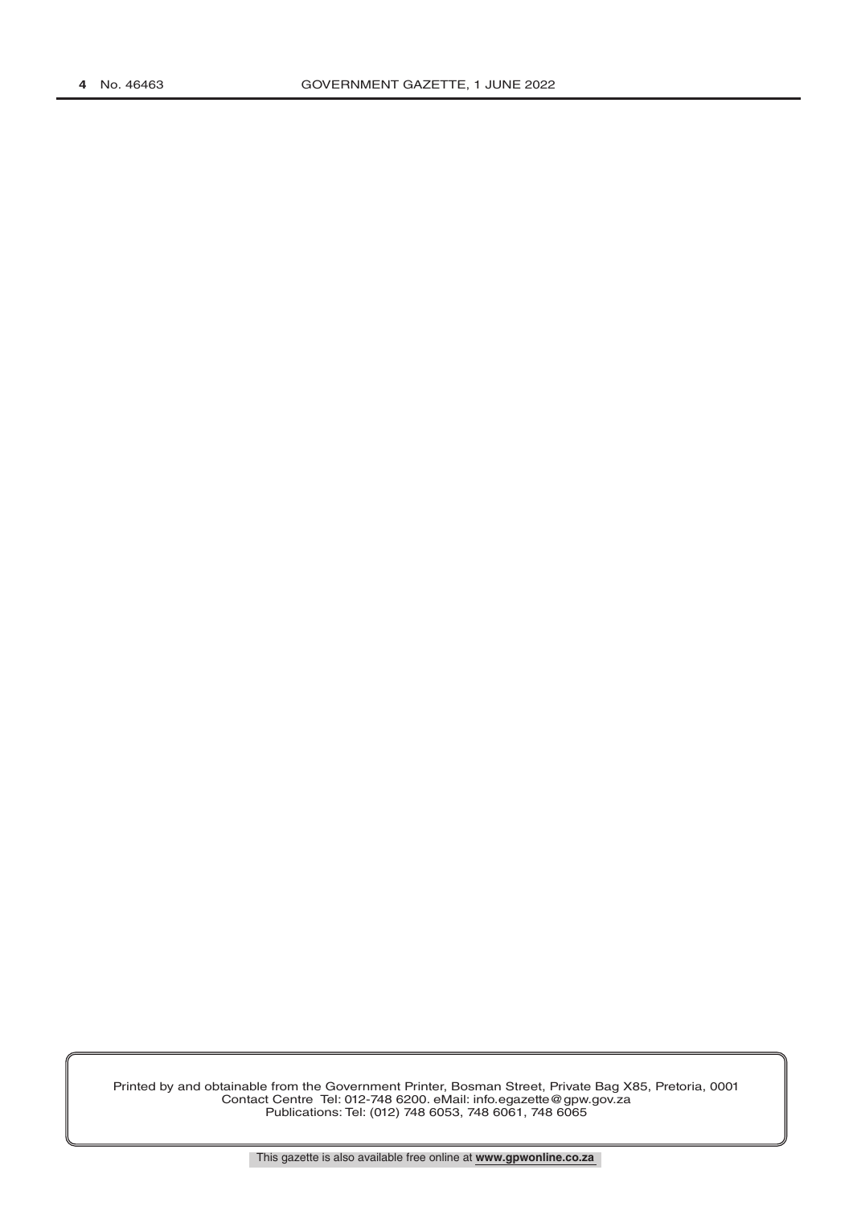Printed by and obtainable from the Government Printer, Bosman Street, Private Bag X85, Pretoria, 0001
Contact Centre Tel: 012-748 6200. eMail: info.egazette@gpw.gov.za
Publications: Tel: (012) 748 6053, 748 6061, 748 6065

This gazette is also available free online at **www.gpwonline.co.za**